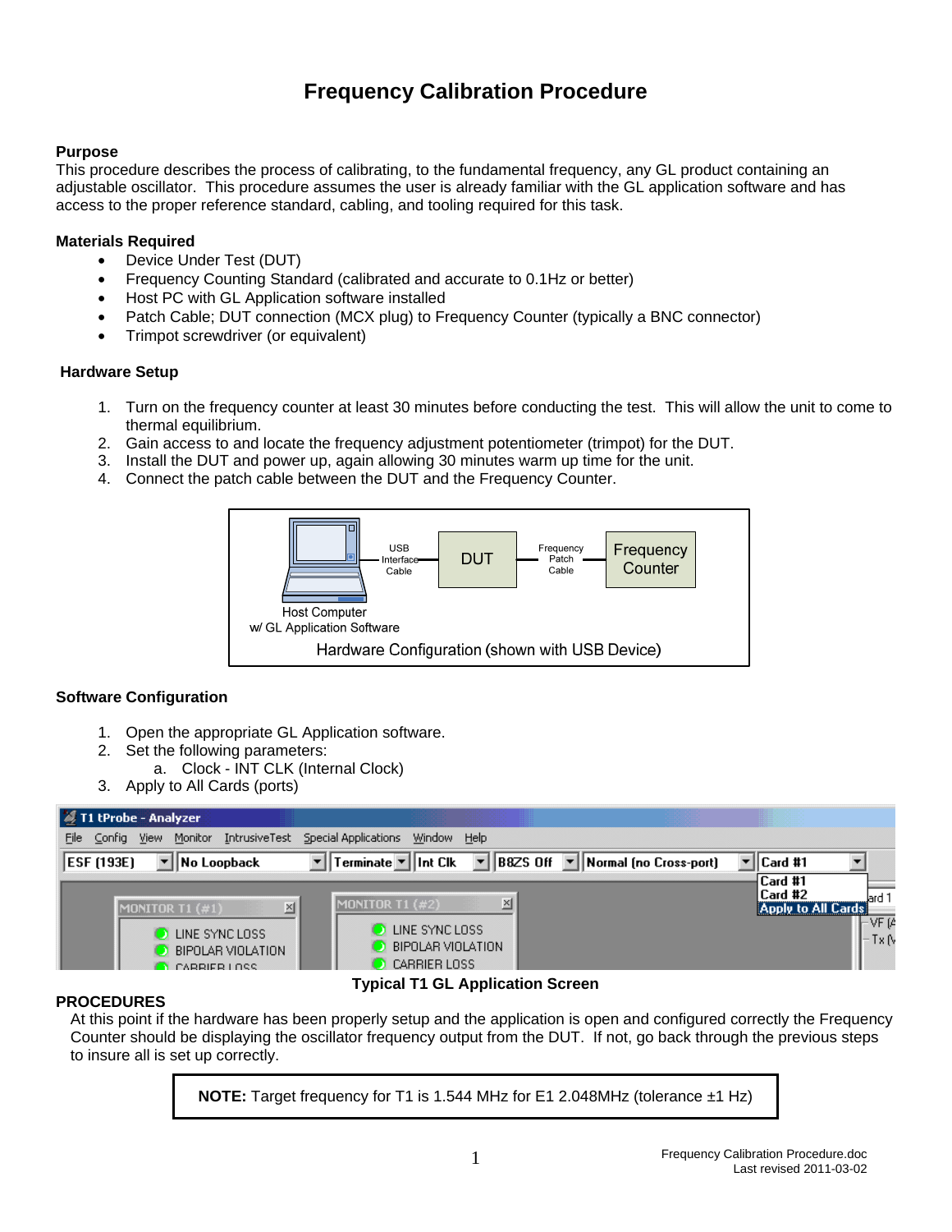# Frequency Calibration Procedure

**Purpose**

This procedure describes the process of calibrating, to the fundamental frequency, any GL product containing an adjustable oscillator. This procedure assumes the user is already familiar with the GL application software and has access to the proper reference standard, cabling, and tooling required for this task.

**Materials Required**

- Device Under Test (DUT)
- Frequency Counting Standard (calibrated and accurate to 0.1Hz or better)
- Host PC with GL Application software installed
- Patch Cable; DUT connection (MCX plug) to Frequency Counter (typically a BNC connector)
- Trimpot screwdriver (or equivalent)

**Hardware Setup**

1. Turn on the frequency counter at least 30 minutes before conducting the test. This will allow the unit to come to thermal equilibrium.
2. Gain access to and locate the frequency adjustment potentiometer (trimpot) for the DUT.
3. Install the DUT and power up, again allowing 30 minutes warm up time for the unit.
4. Connect the patch cable between the DUT and the Frequency Counter.

Host Computer w/ GL Application Software — USB Interface Cable — DUT — Frequency Patch Cable — Frequency Counter

Hardware Configuration (shown with USB Device)

**Software Configuration**

1. Open the appropriate GL Application software.
2. Set the following parameters:
   a. Clock - INT CLK (Internal Clock)
3. Apply to All Cards (ports)

Typical T1 GL Application Screen

**PROCEDURES**

At this point if the hardware has been properly setup and the application is open and configured correctly the Frequency Counter should be displaying the oscillator frequency output from the DUT. If not, go back through the previous steps to insure all is set up correctly.

> **NOTE:** Target frequency for T1 is 1.544 MHz for E1 2.048MHz (tolerance ±1 Hz)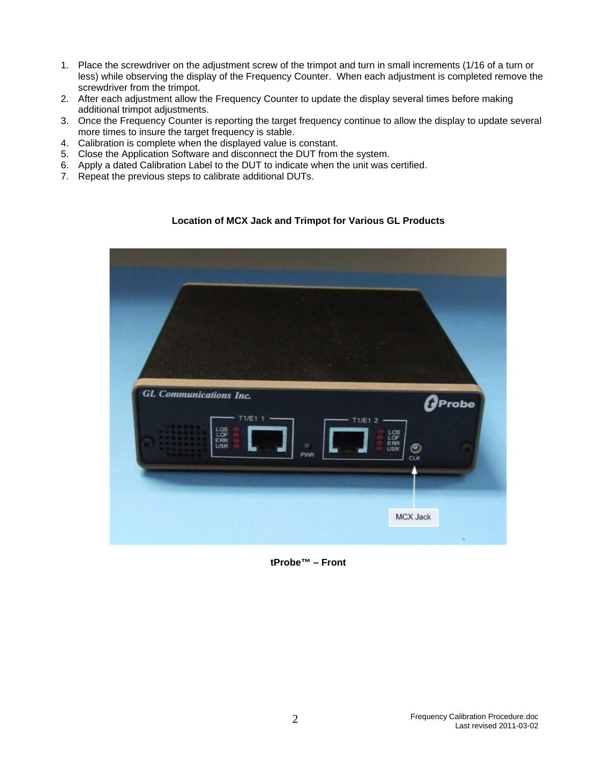1. Place the screwdriver on the adjustment screw of the trimpot and turn in small increments (1/16 of a turn or less) while observing the display of the Frequency Counter. When each adjustment is completed remove the screwdriver from the trimpot.
2. After each adjustment allow the Frequency Counter to update the display several times before making additional trimpot adjustments.
3. Once the Frequency Counter is reporting the target frequency continue to allow the display to update several more times to insure the target frequency is stable.
4. Calibration is complete when the displayed value is constant.
5. Close the Application Software and disconnect the DUT from the system.
6. Apply a dated Calibration Label to the DUT to indicate when the unit was certified.
7. Repeat the previous steps to calibrate additional DUTs.

**Location of MCX Jack and Trimpot for Various GL Products**

**tProbe™ – Front**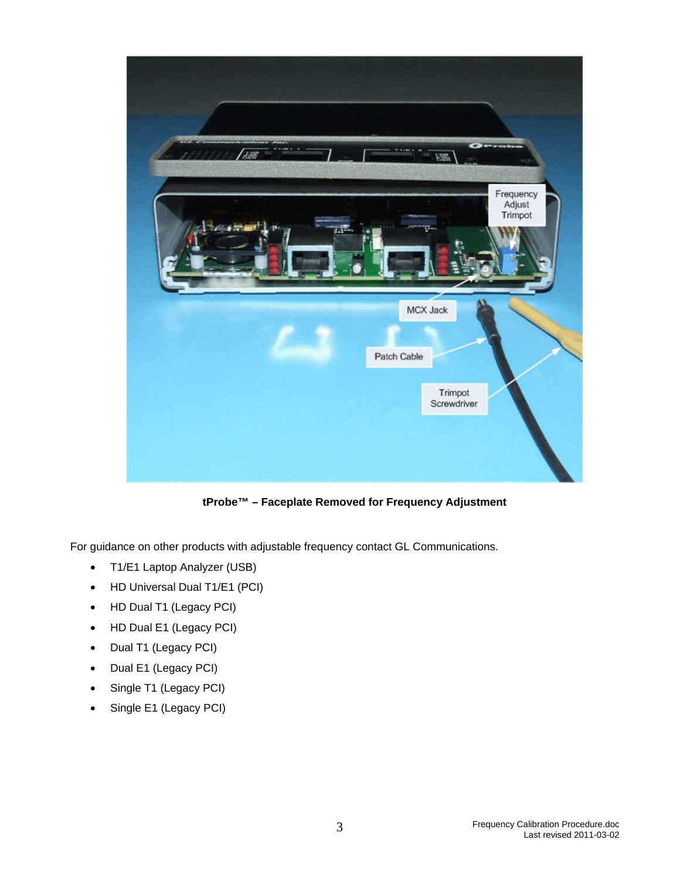**tProbe™ – Faceplate Removed for Frequency Adjustment**

For guidance on other products with adjustable frequency contact GL Communications.

- T1/E1 Laptop Analyzer (USB)
- HD Universal Dual T1/E1 (PCI)
- HD Dual T1 (Legacy PCI)
- HD Dual E1 (Legacy PCI)
- Dual T1 (Legacy PCI)
- Dual E1 (Legacy PCI)
- Single T1 (Legacy PCI)
- Single E1 (Legacy PCI)